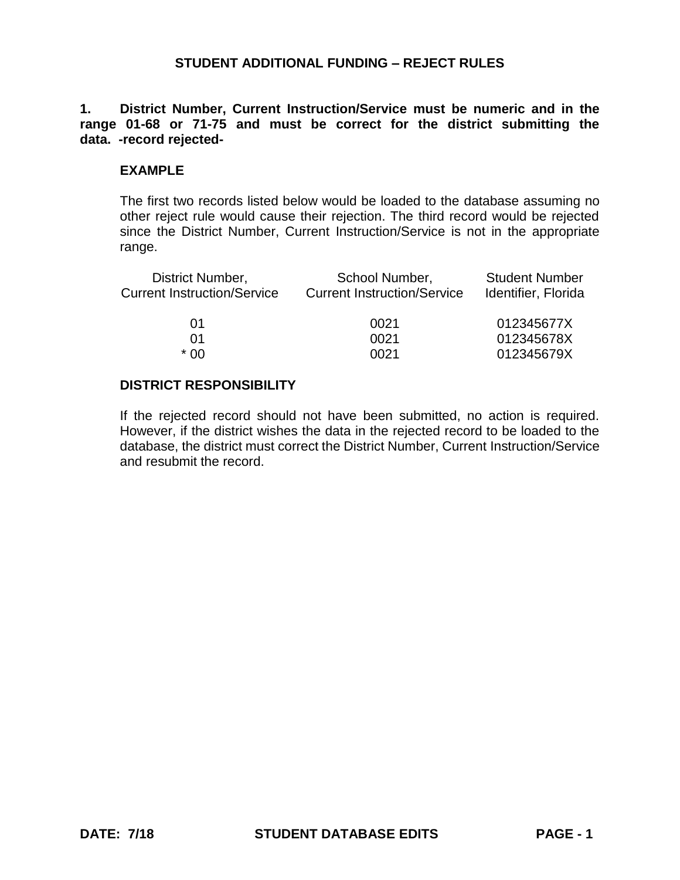# STUDENT ADDITIONAL FUNDING – REJECT RULES

**1. District Number, Current Instruction/Service must be numeric and in the range 01-68 or 71-75 and must be correct for the district submitting the data. -record rejected-**

**EXAMPLE**

The first two records listed below would be loaded to the database assuming no other reject rule would cause their rejection. The third record would be rejected since the District Number, Current Instruction/Service is not in the appropriate range.

| District Number, Current Instruction/Service | School Number, Current Instruction/Service | Student Number Identifier, Florida |
|---|---|---|
| 01 | 0021 | 012345677X |
| 01 | 0021 | 012345678X |
| * 00 | 0021 | 012345679X |

**DISTRICT RESPONSIBILITY**

If the rejected record should not have been submitted, no action is required. However, if the district wishes the data in the rejected record to be loaded to the database, the district must correct the District Number, Current Instruction/Service and resubmit the record.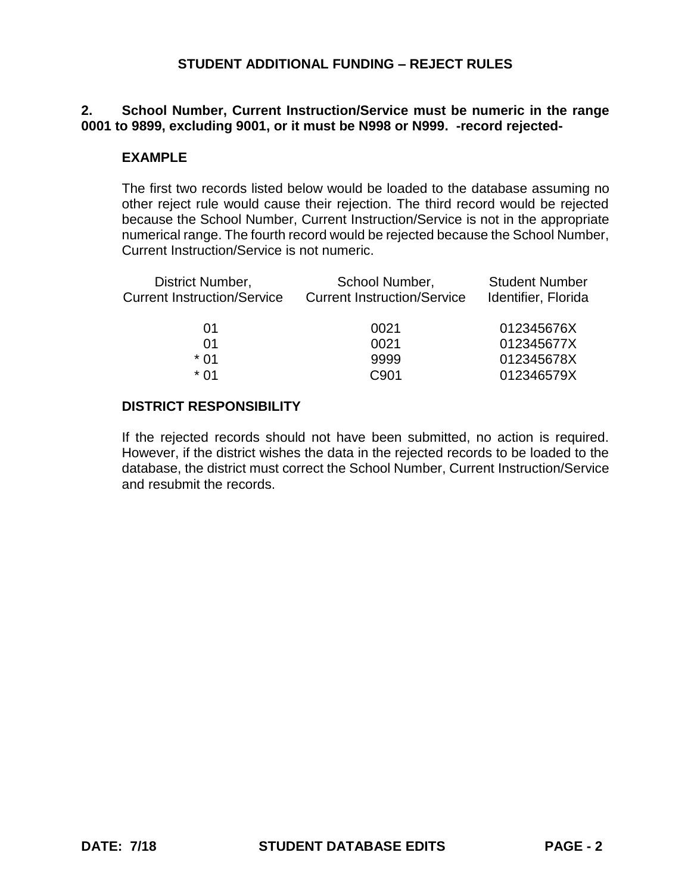# STUDENT ADDITIONAL FUNDING – REJECT RULES

**2. School Number, Current Instruction/Service must be numeric in the range 0001 to 9899, excluding 9001, or it must be N998 or N999. -record rejected-**

### EXAMPLE

The first two records listed below would be loaded to the database assuming no other reject rule would cause their rejection. The third record would be rejected because the School Number, Current Instruction/Service is not in the appropriate numerical range. The fourth record would be rejected because the School Number, Current Instruction/Service is not numeric.

| District Number, Current Instruction/Service | School Number, Current Instruction/Service | Student Number Identifier, Florida |
|---|---|---|
| 01 | 0021 | 012345676X |
| 01 | 0021 | 012345677X |
| * 01 | 9999 | 012345678X |
| * 01 | C901 | 012346579X |

### DISTRICT RESPONSIBILITY

If the rejected records should not have been submitted, no action is required. However, if the district wishes the data in the rejected records to be loaded to the database, the district must correct the School Number, Current Instruction/Service and resubmit the records.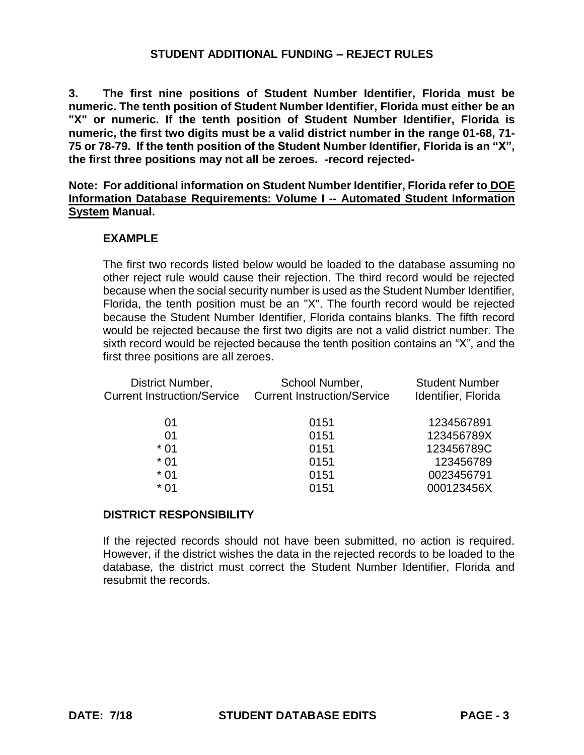## STUDENT ADDITIONAL FUNDING – REJECT RULES

**3. The first nine positions of Student Number Identifier, Florida must be numeric. The tenth position of Student Number Identifier, Florida must either be an "X" or numeric. If the tenth position of Student Number Identifier, Florida is numeric, the first two digits must be a valid district number in the range 01-68, 71-75 or 78-79. If the tenth position of the Student Number Identifier, Florida is an "X", the first three positions may not all be zeroes. -record rejected-**

**Note: For additional information on Student Number Identifier, Florida refer to <u>DOE Information Database Requirements: Volume I -- Automated Student Information System</u> Manual.**

### EXAMPLE

The first two records listed below would be loaded to the database assuming no other reject rule would cause their rejection. The third record would be rejected because when the social security number is used as the Student Number Identifier, Florida, the tenth position must be an "X". The fourth record would be rejected because the Student Number Identifier, Florida contains blanks. The fifth record would be rejected because the first two digits are not a valid district number. The sixth record would be rejected because the tenth position contains an "X", and the first three positions are all zeroes.

| District Number, Current Instruction/Service | School Number, Current Instruction/Service | Student Number Identifier, Florida |
|---|---|---|
| 01 | 0151 | 1234567891 |
| 01 | 0151 | 123456789X |
| * 01 | 0151 | 123456789C |
| * 01 | 0151 | 123456789 |
| * 01 | 0151 | 0023456791 |
| * 01 | 0151 | 000123456X |

### DISTRICT RESPONSIBILITY

If the rejected records should not have been submitted, no action is required. However, if the district wishes the data in the rejected records to be loaded to the database, the district must correct the Student Number Identifier, Florida and resubmit the records.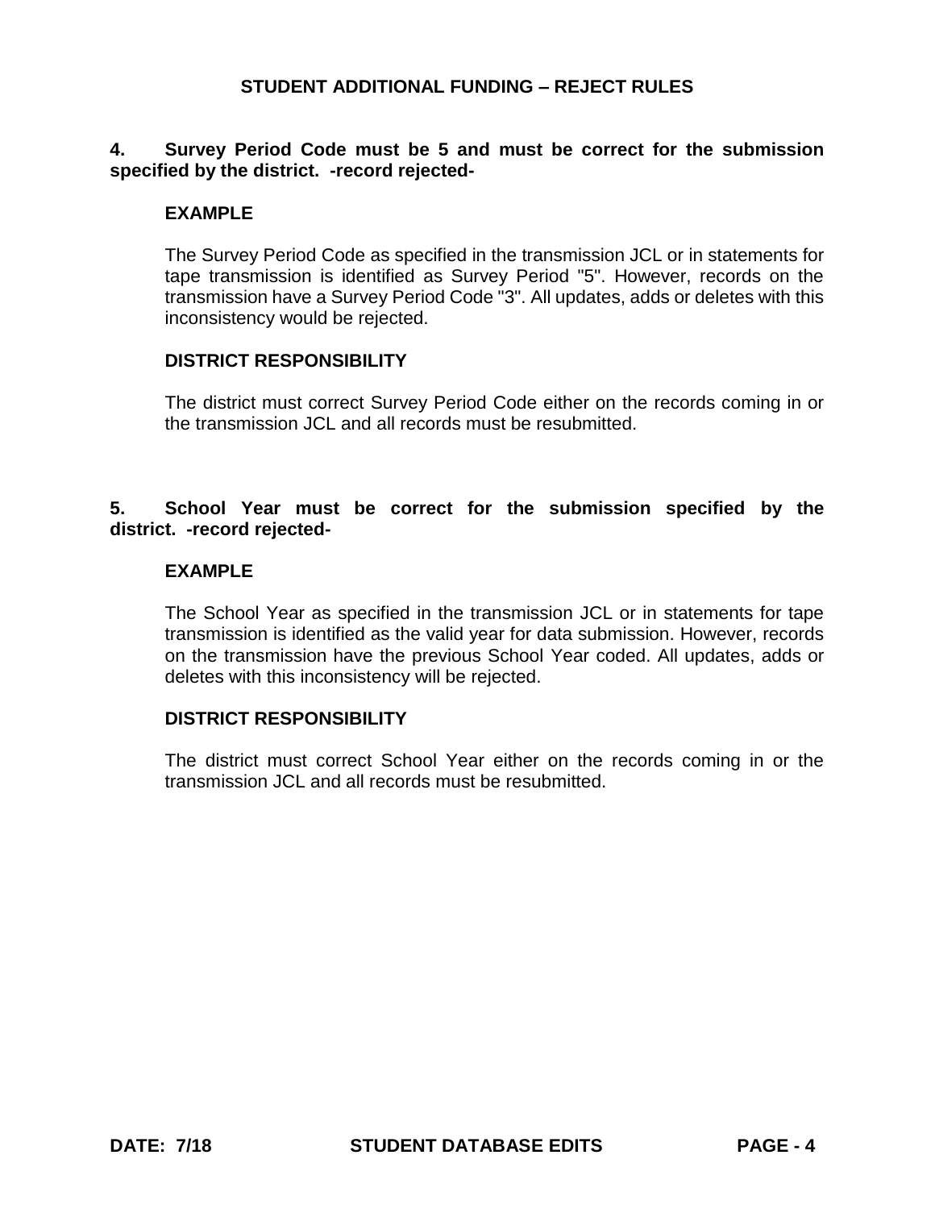## STUDENT ADDITIONAL FUNDING – REJECT RULES

**4. Survey Period Code must be 5 and must be correct for the submission specified by the district. -record rejected-**

**EXAMPLE**

The Survey Period Code as specified in the transmission JCL or in statements for tape transmission is identified as Survey Period "5". However, records on the transmission have a Survey Period Code "3". All updates, adds or deletes with this inconsistency would be rejected.

**DISTRICT RESPONSIBILITY**

The district must correct Survey Period Code either on the records coming in or the transmission JCL and all records must be resubmitted.

**5. School Year must be correct for the submission specified by the district. -record rejected-**

**EXAMPLE**

The School Year as specified in the transmission JCL or in statements for tape transmission is identified as the valid year for data submission. However, records on the transmission have the previous School Year coded. All updates, adds or deletes with this inconsistency will be rejected.

**DISTRICT RESPONSIBILITY**

The district must correct School Year either on the records coming in or the transmission JCL and all records must be resubmitted.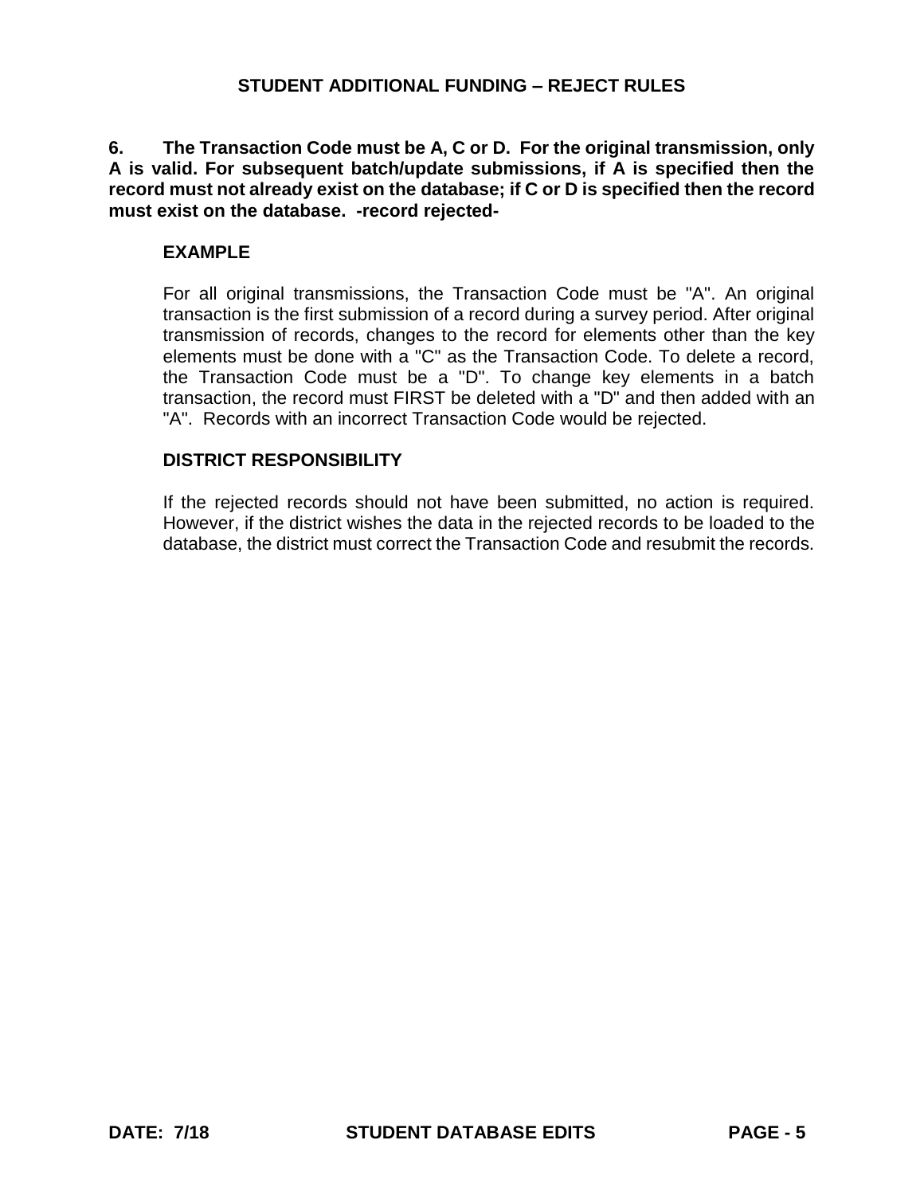**6. The Transaction Code must be A, C or D. For the original transmission, only A is valid. For subsequent batch/update submissions, if A is specified then the record must not already exist on the database; if C or D is specified then the record must exist on the database. -record rejected-**

### EXAMPLE

For all original transmissions, the Transaction Code must be "A". An original transaction is the first submission of a record during a survey period. After original transmission of records, changes to the record for elements other than the key elements must be done with a "C" as the Transaction Code. To delete a record, the Transaction Code must be a "D". To change key elements in a batch transaction, the record must FIRST be deleted with a "D" and then added with an "A". Records with an incorrect Transaction Code would be rejected.

### DISTRICT RESPONSIBILITY

If the rejected records should not have been submitted, no action is required. However, if the district wishes the data in the rejected records to be loaded to the database, the district must correct the Transaction Code and resubmit the records.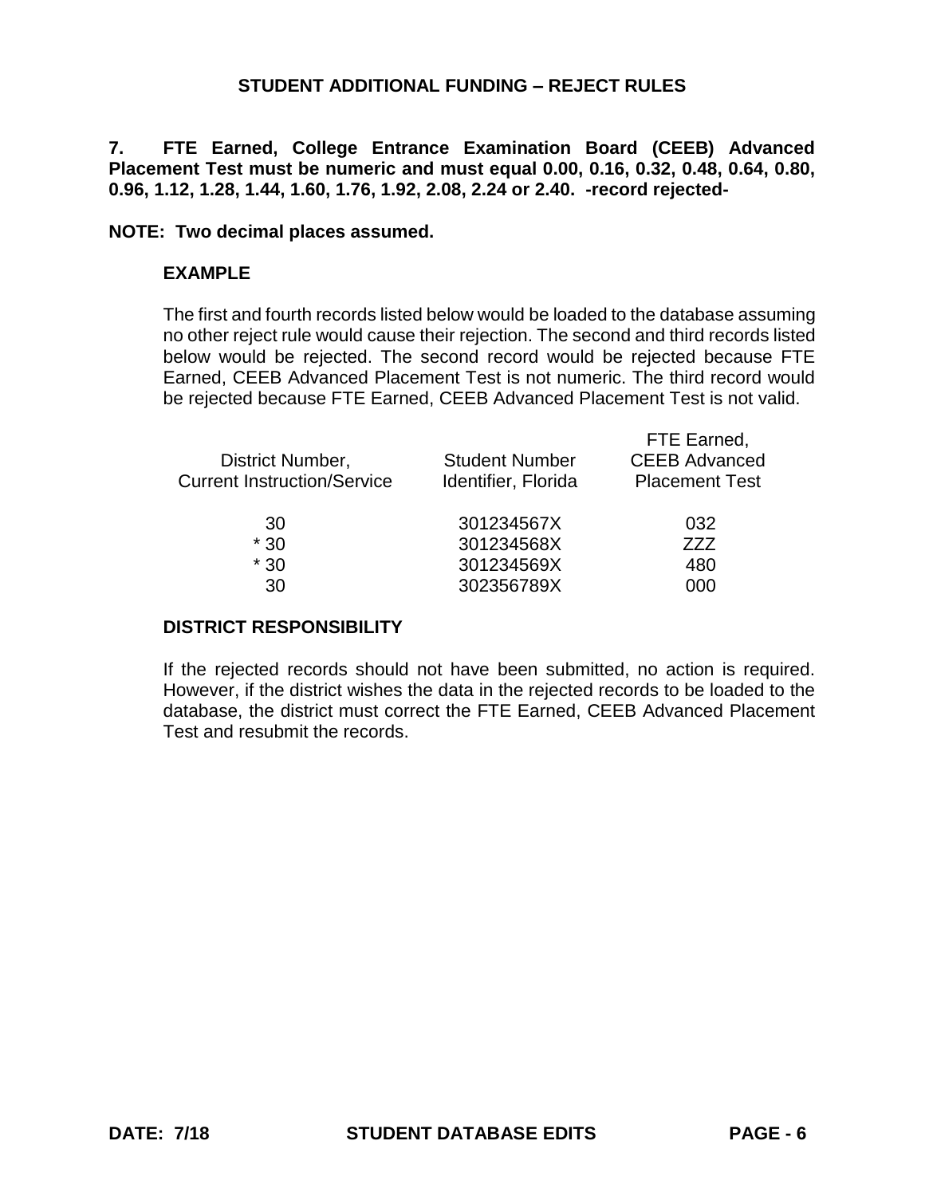**STUDENT ADDITIONAL FUNDING – REJECT RULES**

**7. FTE Earned, College Entrance Examination Board (CEEB) Advanced Placement Test must be numeric and must equal 0.00, 0.16, 0.32, 0.48, 0.64, 0.80, 0.96, 1.12, 1.28, 1.44, 1.60, 1.76, 1.92, 2.08, 2.24 or 2.40. -record rejected-**

**NOTE: Two decimal places assumed.**

**EXAMPLE**

The first and fourth records listed below would be loaded to the database assuming no other reject rule would cause their rejection. The second and third records listed below would be rejected. The second record would be rejected because FTE Earned, CEEB Advanced Placement Test is not numeric. The third record would be rejected because FTE Earned, CEEB Advanced Placement Test is not valid.

| District Number, Current Instruction/Service | Student Number Identifier, Florida | FTE Earned, CEEB Advanced Placement Test |
|---|---|---|
| 30 | 301234567X | 032 |
| * 30 | 301234568X | ZZZ |
| * 30 | 301234569X | 480 |
| 30 | 302356789X | 000 |

**DISTRICT RESPONSIBILITY**

If the rejected records should not have been submitted, no action is required. However, if the district wishes the data in the rejected records to be loaded to the database, the district must correct the FTE Earned, CEEB Advanced Placement Test and resubmit the records.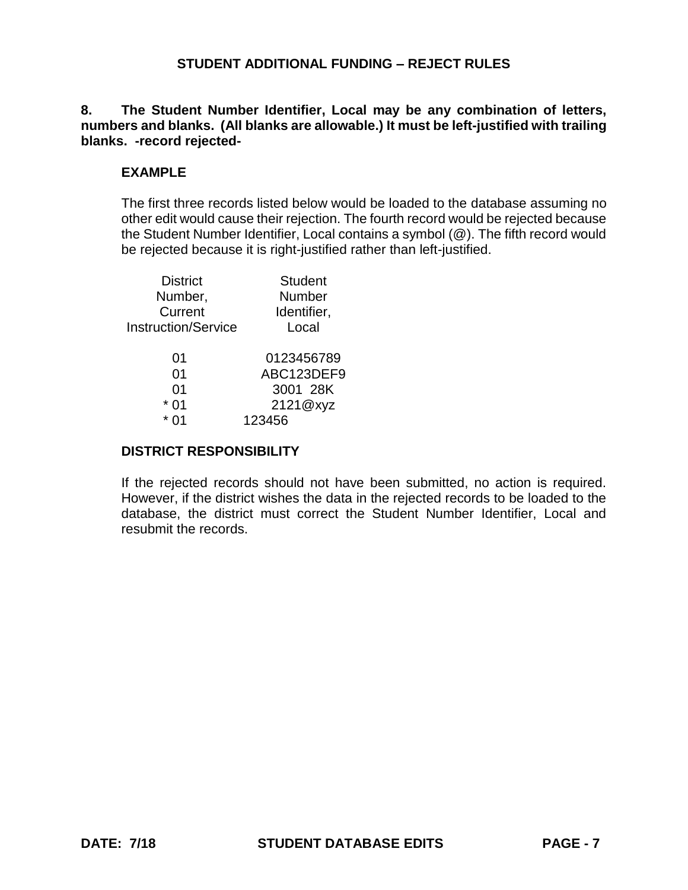## STUDENT ADDITIONAL FUNDING – REJECT RULES

**8. The Student Number Identifier, Local may be any combination of letters, numbers and blanks. (All blanks are allowable.) It must be left-justified with trailing blanks. -record rejected-**

### EXAMPLE

The first three records listed below would be loaded to the database assuming no other edit would cause their rejection. The fourth record would be rejected because the Student Number Identifier, Local contains a symbol (@). The fifth record would be rejected because it is right-justified rather than left-justified.

| District Number, Current Instruction/Service | Student Number Identifier, Local |
|---|---|
| 01 | 0123456789 |
| 01 | ABC123DEF9 |
| 01 | 3001  28K |
| * 01 | 2121@xyz |
| * 01 | 123456 |

### DISTRICT RESPONSIBILITY

If the rejected records should not have been submitted, no action is required. However, if the district wishes the data in the rejected records to be loaded to the database, the district must correct the Student Number Identifier, Local and resubmit the records.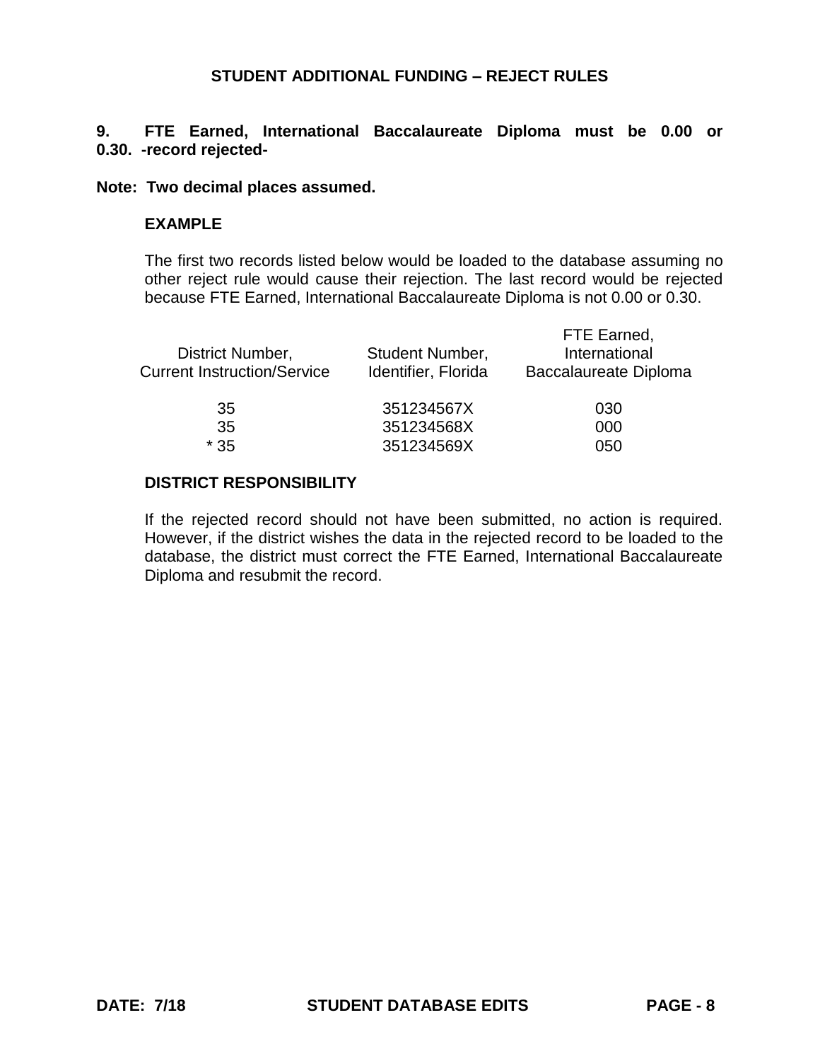## STUDENT ADDITIONAL FUNDING – REJECT RULES

**9. FTE Earned, International Baccalaureate Diploma must be 0.00 or 0.30. -record rejected-**

**Note: Two decimal places assumed.**

**EXAMPLE**

The first two records listed below would be loaded to the database assuming no other reject rule would cause their rejection. The last record would be rejected because FTE Earned, International Baccalaureate Diploma is not 0.00 or 0.30.

| District Number, Current Instruction/Service | Student Number, Identifier, Florida | FTE Earned, International Baccalaureate Diploma |
|---|---|---|
| 35 | 351234567X | 030 |
| 35 | 351234568X | 000 |
| * 35 | 351234569X | 050 |

**DISTRICT RESPONSIBILITY**

If the rejected record should not have been submitted, no action is required. However, if the district wishes the data in the rejected record to be loaded to the database, the district must correct the FTE Earned, International Baccalaureate Diploma and resubmit the record.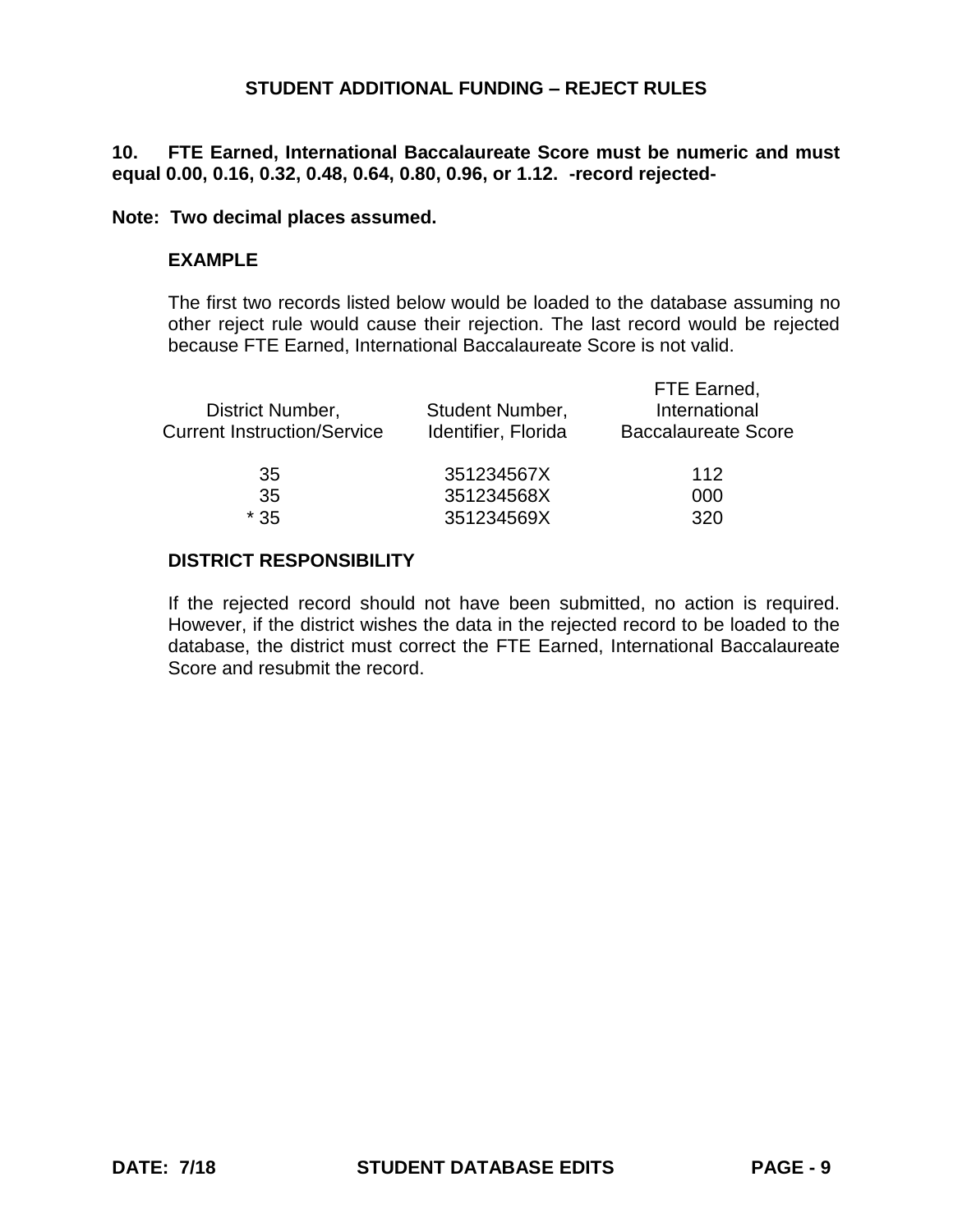# STUDENT ADDITIONAL FUNDING – REJECT RULES

**10. FTE Earned, International Baccalaureate Score must be numeric and must equal 0.00, 0.16, 0.32, 0.48, 0.64, 0.80, 0.96, or 1.12. -record rejected-**

**Note: Two decimal places assumed.**

**EXAMPLE**

The first two records listed below would be loaded to the database assuming no other reject rule would cause their rejection. The last record would be rejected because FTE Earned, International Baccalaureate Score is not valid.

| District Number, Current Instruction/Service | Student Number, Identifier, Florida | FTE Earned, International Baccalaureate Score |
|---|---|---|
| 35 | 351234567X | 112 |
| 35 | 351234568X | 000 |
| * 35 | 351234569X | 320 |

**DISTRICT RESPONSIBILITY**

If the rejected record should not have been submitted, no action is required. However, if the district wishes the data in the rejected record to be loaded to the database, the district must correct the FTE Earned, International Baccalaureate Score and resubmit the record.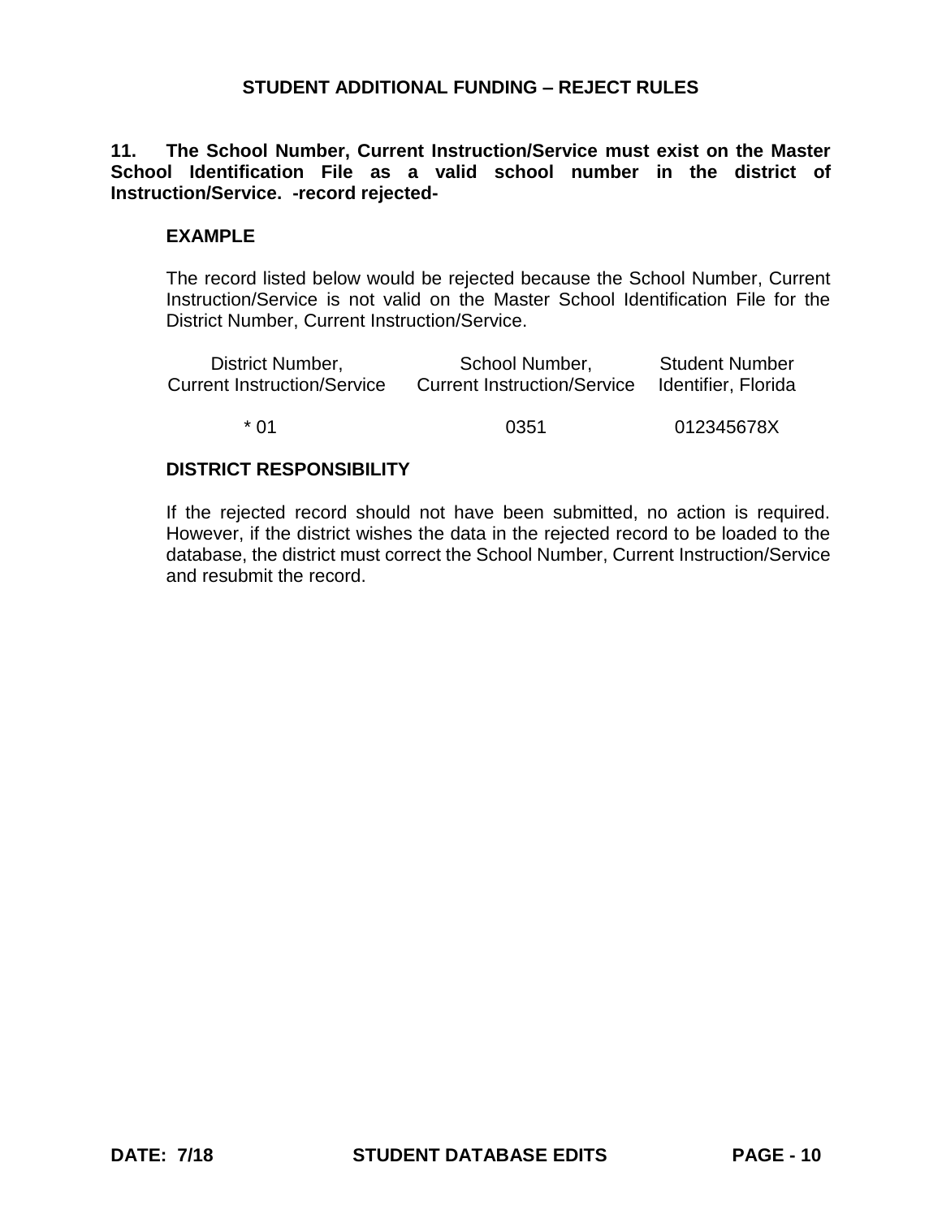## STUDENT ADDITIONAL FUNDING – REJECT RULES

**11. The School Number, Current Instruction/Service must exist on the Master School Identification File as a valid school number in the district of Instruction/Service. -record rejected-**

**EXAMPLE**

The record listed below would be rejected because the School Number, Current Instruction/Service is not valid on the Master School Identification File for the District Number, Current Instruction/Service.

| District Number, Current Instruction/Service | School Number, Current Instruction/Service | Student Number Identifier, Florida |
|---|---|---|
| * 01 | 0351 | 012345678X |

**DISTRICT RESPONSIBILITY**

If the rejected record should not have been submitted, no action is required. However, if the district wishes the data in the rejected record to be loaded to the database, the district must correct the School Number, Current Instruction/Service and resubmit the record.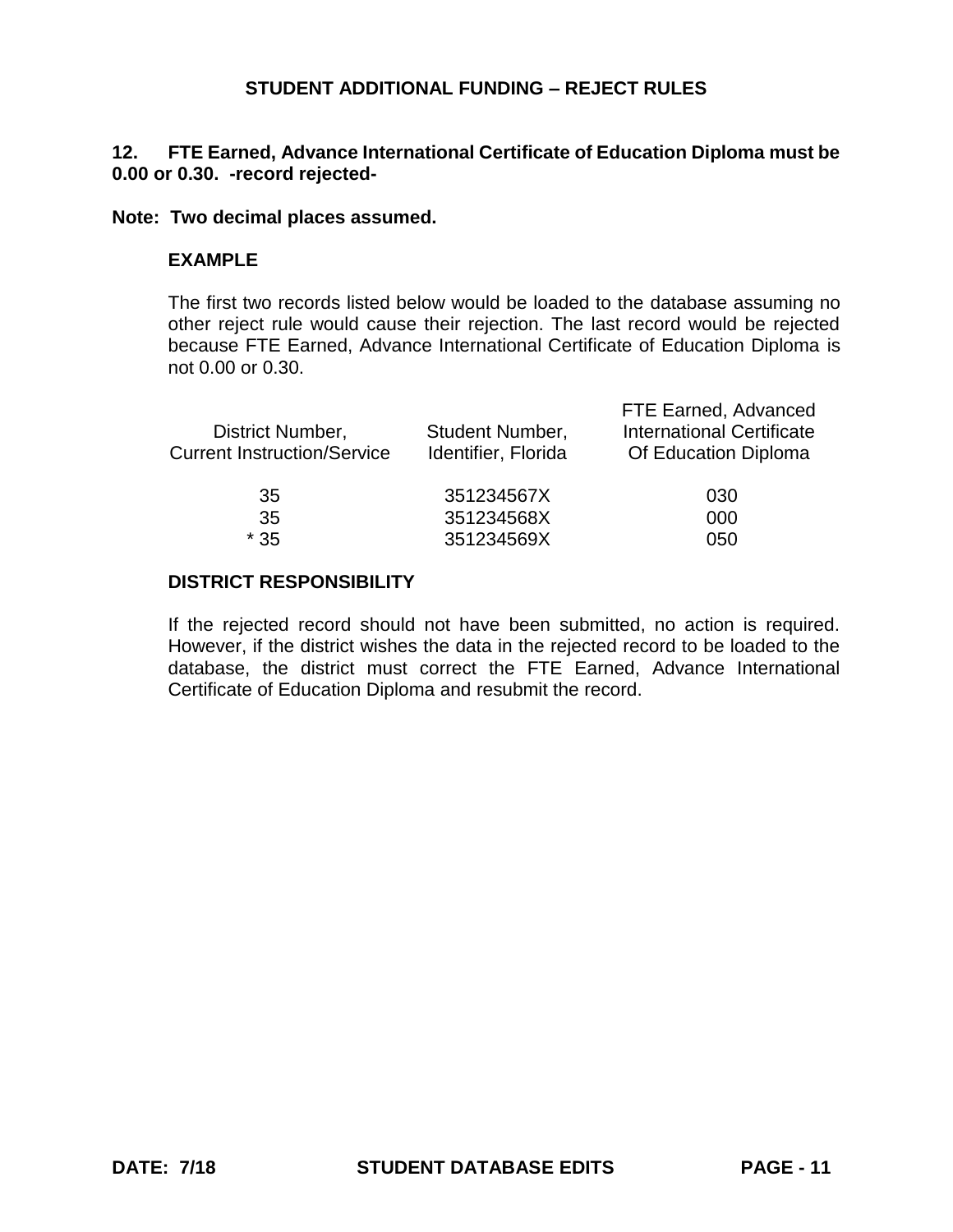## STUDENT ADDITIONAL FUNDING – REJECT RULES

**12. FTE Earned, Advance International Certificate of Education Diploma must be 0.00 or 0.30. -record rejected-**

**Note: Two decimal places assumed.**

**EXAMPLE**

The first two records listed below would be loaded to the database assuming no other reject rule would cause their rejection. The last record would be rejected because FTE Earned, Advance International Certificate of Education Diploma is not 0.00 or 0.30.

| District Number, Current Instruction/Service | Student Number, Identifier, Florida | FTE Earned, Advanced International Certificate Of Education Diploma |
|---|---|---|
| 35 | 351234567X | 030 |
| 35 | 351234568X | 000 |
| * 35 | 351234569X | 050 |

**DISTRICT RESPONSIBILITY**

If the rejected record should not have been submitted, no action is required. However, if the district wishes the data in the rejected record to be loaded to the database, the district must correct the FTE Earned, Advance International Certificate of Education Diploma and resubmit the record.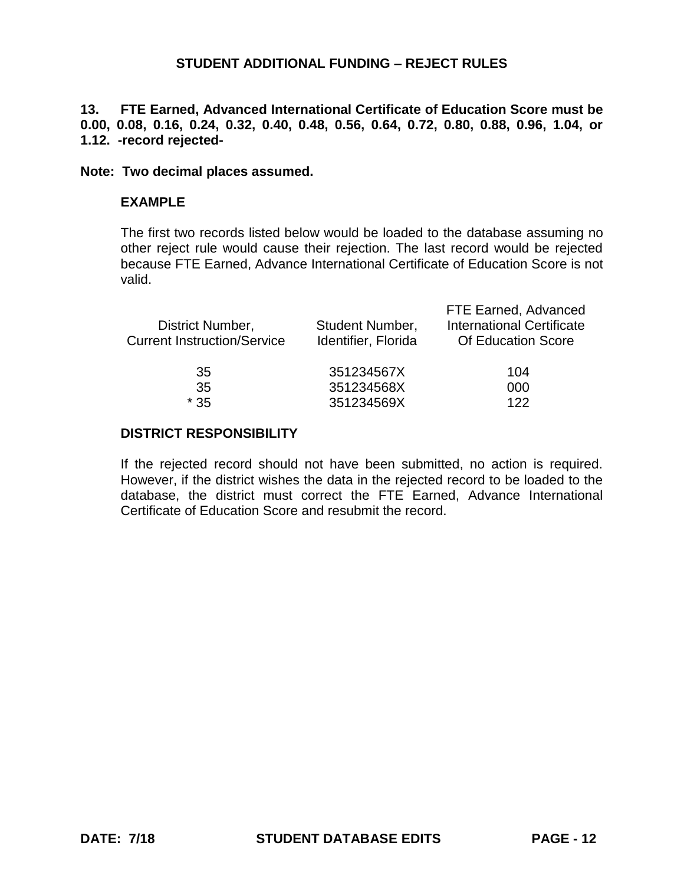**13. FTE Earned, Advanced International Certificate of Education Score must be 0.00, 0.08, 0.16, 0.24, 0.32, 0.40, 0.48, 0.56, 0.64, 0.72, 0.80, 0.88, 0.96, 1.04, or 1.12. -record rejected-**

**Note: Two decimal places assumed.**

**EXAMPLE**

The first two records listed below would be loaded to the database assuming no other reject rule would cause their rejection. The last record would be rejected because FTE Earned, Advance International Certificate of Education Score is not valid.

| District Number, Current Instruction/Service | Student Number, Identifier, Florida | FTE Earned, Advanced International Certificate Of Education Score |
|---|---|---|
| 35 | 351234567X | 104 |
| 35 | 351234568X | 000 |
| * 35 | 351234569X | 122 |

**DISTRICT RESPONSIBILITY**

If the rejected record should not have been submitted, no action is required. However, if the district wishes the data in the rejected record to be loaded to the database, the district must correct the FTE Earned, Advance International Certificate of Education Score and resubmit the record.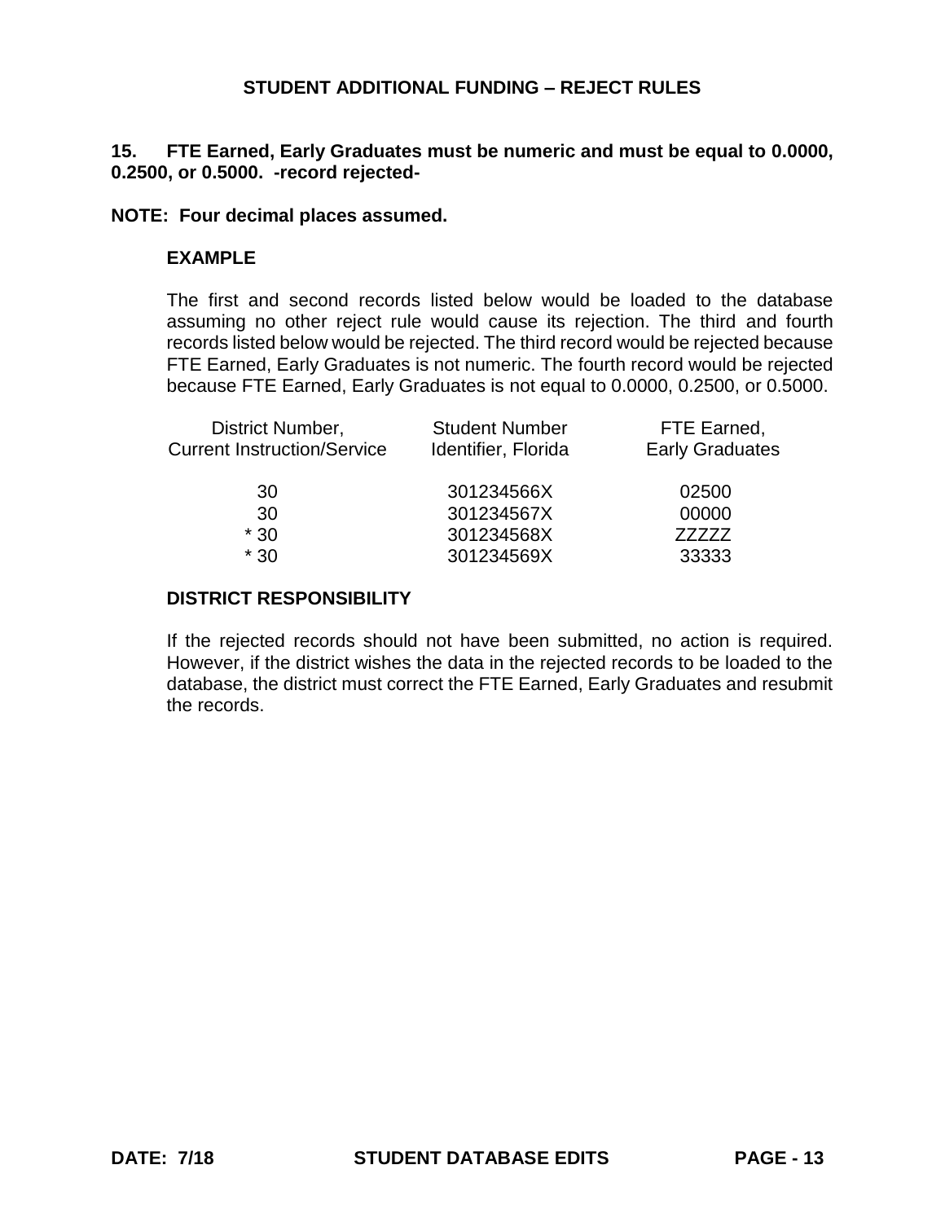## STUDENT ADDITIONAL FUNDING – REJECT RULES

**15. FTE Earned, Early Graduates must be numeric and must be equal to 0.0000, 0.2500, or 0.5000. -record rejected-**

**NOTE: Four decimal places assumed.**

**EXAMPLE**

The first and second records listed below would be loaded to the database assuming no other reject rule would cause its rejection. The third and fourth records listed below would be rejected. The third record would be rejected because FTE Earned, Early Graduates is not numeric. The fourth record would be rejected because FTE Earned, Early Graduates is not equal to 0.0000, 0.2500, or 0.5000.

| District Number, Current Instruction/Service | Student Number Identifier, Florida | FTE Earned, Early Graduates |
|---|---|---|
| 30 | 301234566X | 02500 |
| 30 | 301234567X | 00000 |
| * 30 | 301234568X | ZZZZZ |
| * 30 | 301234569X | 33333 |

**DISTRICT RESPONSIBILITY**

If the rejected records should not have been submitted, no action is required. However, if the district wishes the data in the rejected records to be loaded to the database, the district must correct the FTE Earned, Early Graduates and resubmit the records.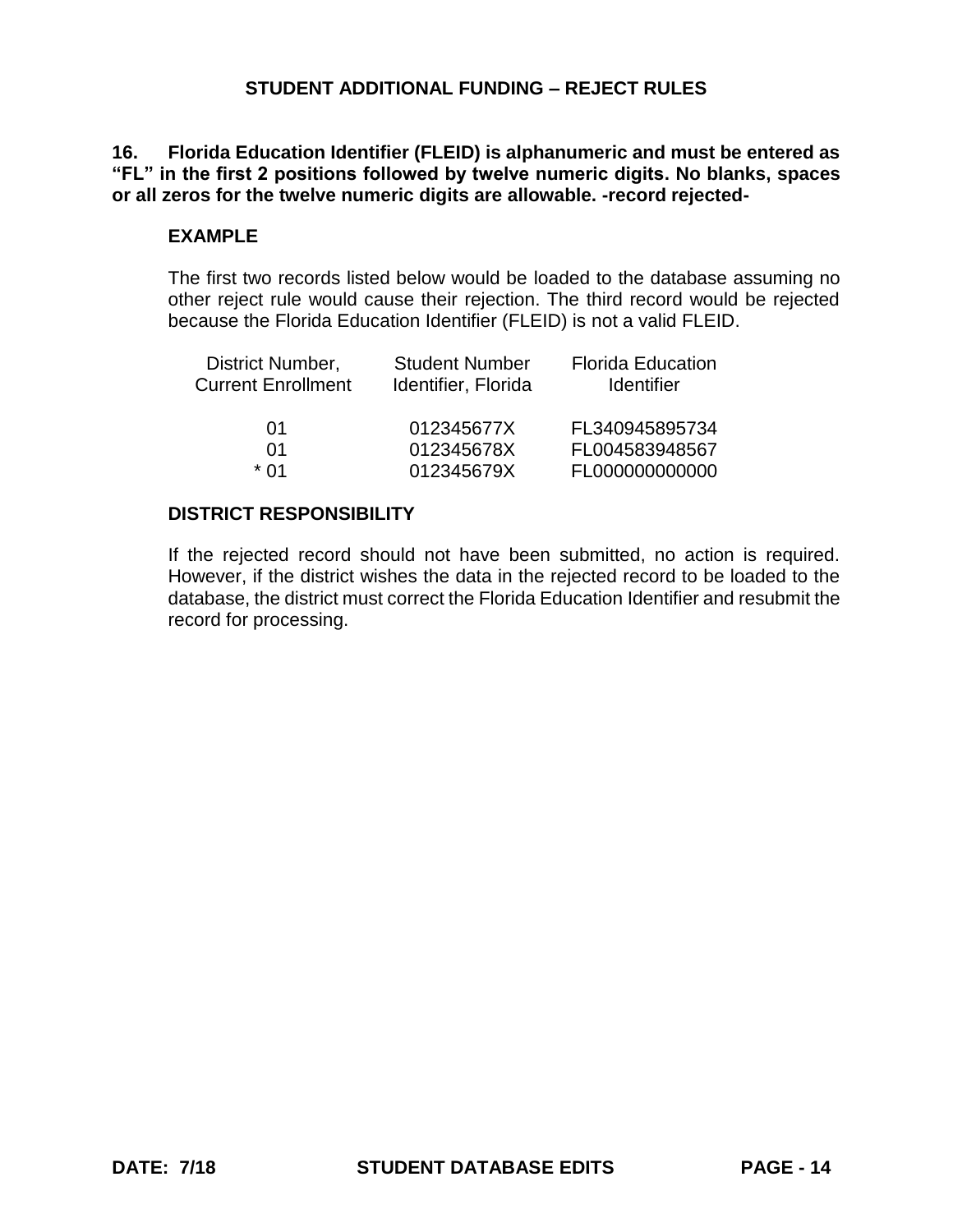## STUDENT ADDITIONAL FUNDING – REJECT RULES

**16. Florida Education Identifier (FLEID) is alphanumeric and must be entered as "FL" in the first 2 positions followed by twelve numeric digits. No blanks, spaces or all zeros for the twelve numeric digits are allowable. -record rejected-**

### EXAMPLE

The first two records listed below would be loaded to the database assuming no other reject rule would cause their rejection. The third record would be rejected because the Florida Education Identifier (FLEID) is not a valid FLEID.

| District Number, Current Enrollment | Student Number Identifier, Florida | Florida Education Identifier |
|---|---|---|
| 01 | 012345677X | FL340945895734 |
| 01 | 012345678X | FL004583948567 |
| * 01 | 012345679X | FL000000000000 |

### DISTRICT RESPONSIBILITY

If the rejected record should not have been submitted, no action is required. However, if the district wishes the data in the rejected record to be loaded to the database, the district must correct the Florida Education Identifier and resubmit the record for processing.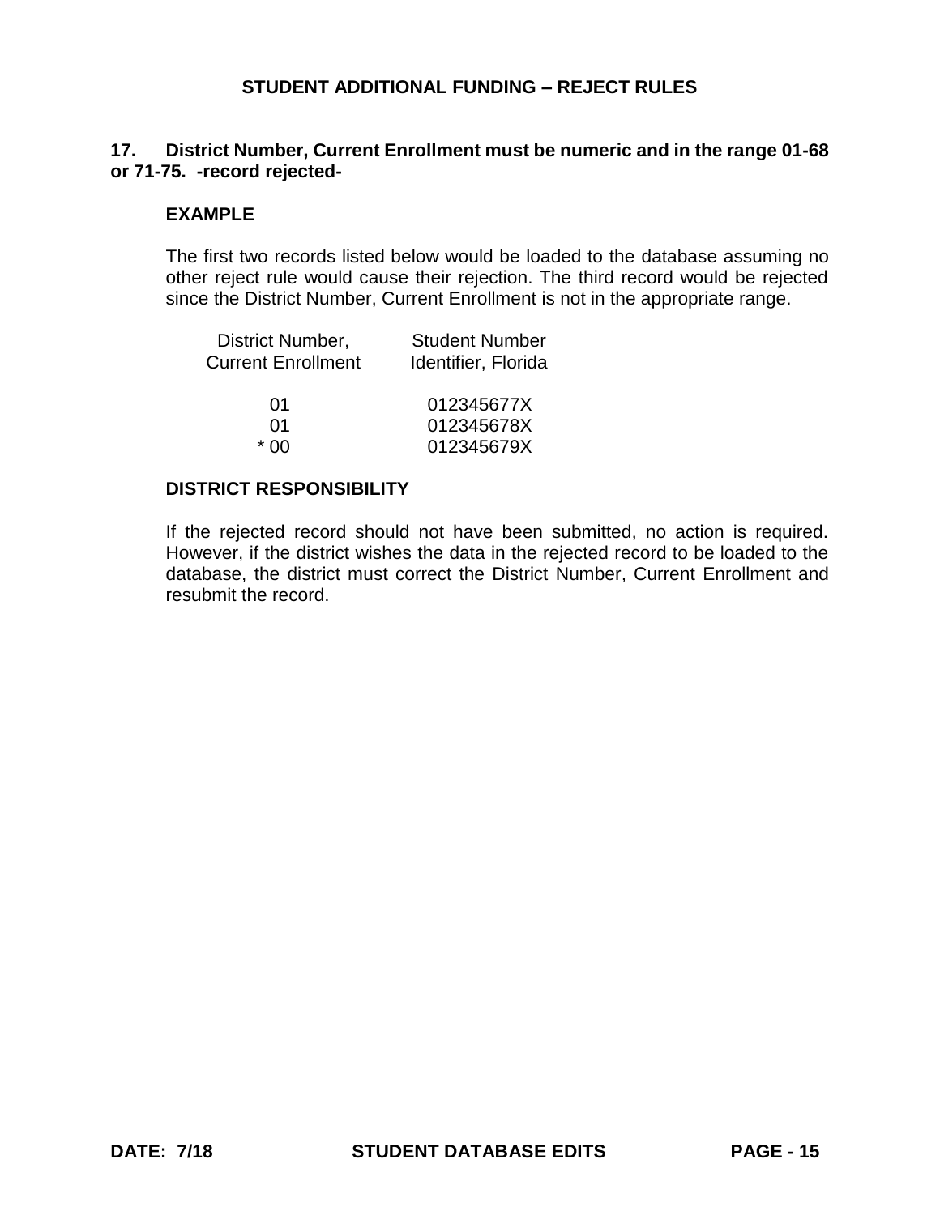## STUDENT ADDITIONAL FUNDING – REJECT RULES

**17. District Number, Current Enrollment must be numeric and in the range 01-68 or 71-75. -record rejected-**

### EXAMPLE

The first two records listed below would be loaded to the database assuming no other reject rule would cause their rejection. The third record would be rejected since the District Number, Current Enrollment is not in the appropriate range.

| District Number, Current Enrollment | Student Number Identifier, Florida |
|---|---|
| 01 | 012345677X |
| 01 | 012345678X |
| * 00 | 012345679X |

### DISTRICT RESPONSIBILITY

If the rejected record should not have been submitted, no action is required. However, if the district wishes the data in the rejected record to be loaded to the database, the district must correct the District Number, Current Enrollment and resubmit the record.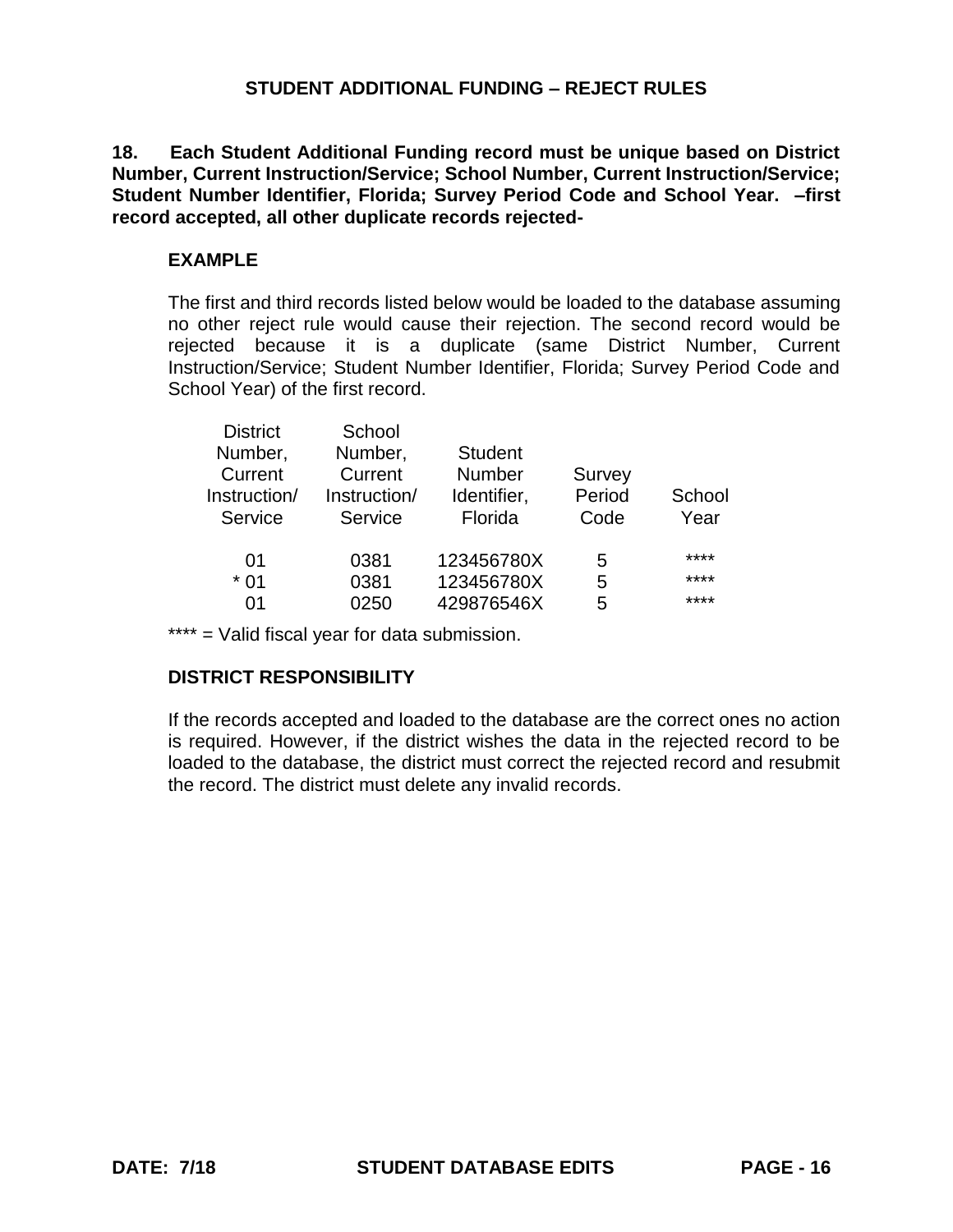## STUDENT ADDITIONAL FUNDING – REJECT RULES

**18. Each Student Additional Funding record must be unique based on District Number, Current Instruction/Service; School Number, Current Instruction/Service; Student Number Identifier, Florida; Survey Period Code and School Year. –first record accepted, all other duplicate records rejected-**

### EXAMPLE

The first and third records listed below would be loaded to the database assuming no other reject rule would cause their rejection. The second record would be rejected because it is a duplicate (same District Number, Current Instruction/Service; Student Number Identifier, Florida; Survey Period Code and School Year) of the first record.

| District Number, Current Instruction/ Service | School Number, Current Instruction/ Service | Student Number Identifier, Florida | Survey Period Code | School Year |
|---|---|---|---|---|
| 01 | 0381 | 123456780X | 5 | **** |
| * 01 | 0381 | 123456780X | 5 | **** |
| 01 | 0250 | 429876546X | 5 | **** |

**** = Valid fiscal year for data submission.

### DISTRICT RESPONSIBILITY

If the records accepted and loaded to the database are the correct ones no action is required. However, if the district wishes the data in the rejected record to be loaded to the database, the district must correct the rejected record and resubmit the record. The district must delete any invalid records.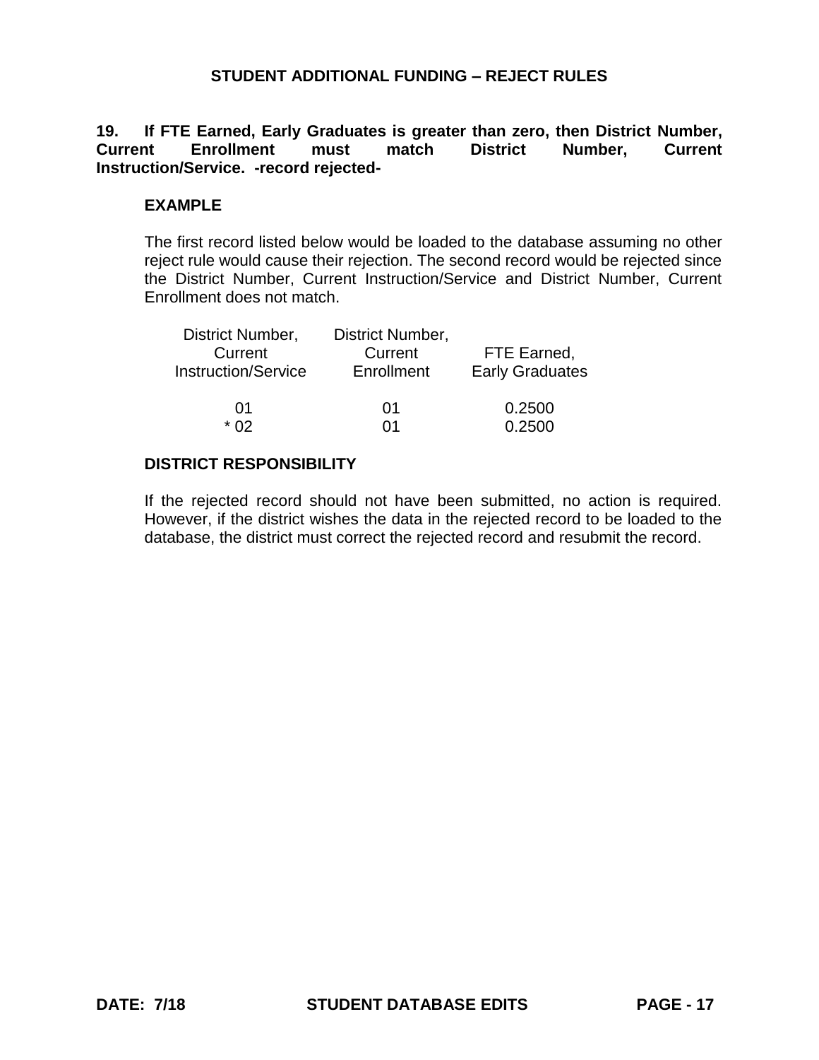**19. If FTE Earned, Early Graduates is greater than zero, then District Number, Current Enrollment must match District Number, Current Instruction/Service. -record rejected-**

**EXAMPLE**

The first record listed below would be loaded to the database assuming no other reject rule would cause their rejection. The second record would be rejected since the District Number, Current Instruction/Service and District Number, Current Enrollment does not match.

| District Number, Current Instruction/Service | District Number, Current Enrollment | FTE Earned, Early Graduates |
|---|---|---|
| 01 | 01 | 0.2500 |
| * 02 | 01 | 0.2500 |

**DISTRICT RESPONSIBILITY**

If the rejected record should not have been submitted, no action is required. However, if the district wishes the data in the rejected record to be loaded to the database, the district must correct the rejected record and resubmit the record.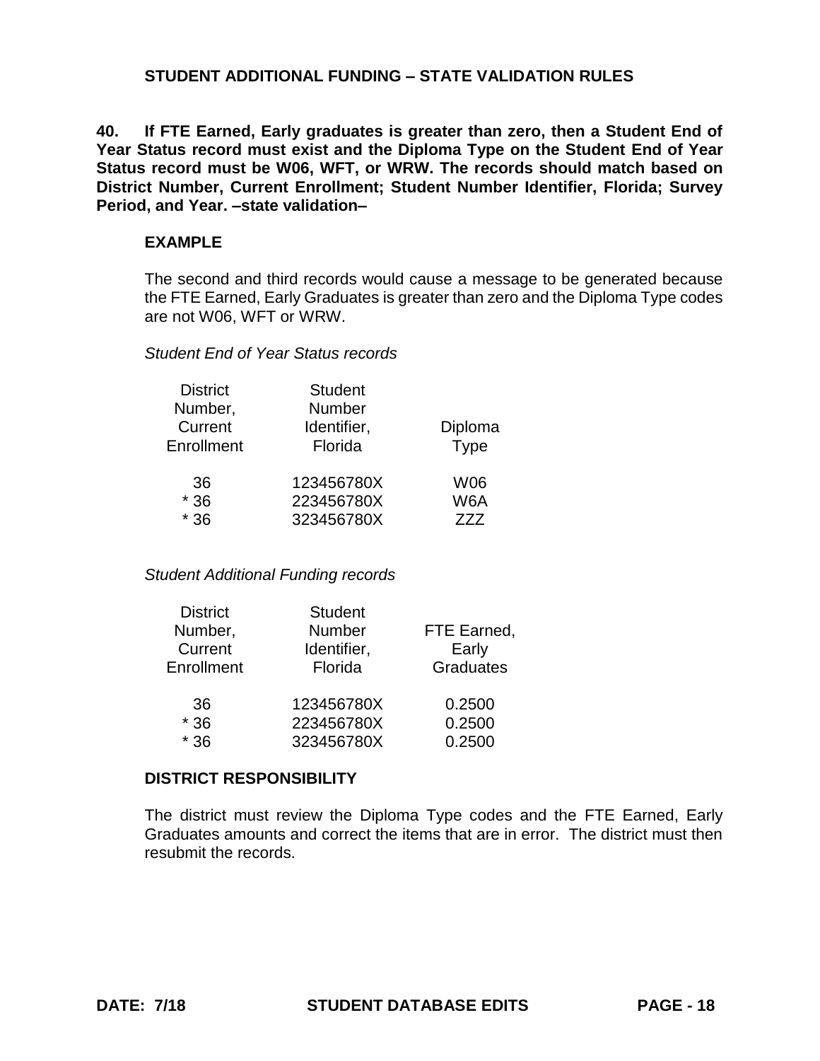## STUDENT ADDITIONAL FUNDING – STATE VALIDATION RULES

**40. If FTE Earned, Early graduates is greater than zero, then a Student End of Year Status record must exist and the Diploma Type on the Student End of Year Status record must be W06, WFT, or WRW. The records should match based on District Number, Current Enrollment; Student Number Identifier, Florida; Survey Period, and Year. –state validation–**

### EXAMPLE

The second and third records would cause a message to be generated because the FTE Earned, Early Graduates is greater than zero and the Diploma Type codes are not W06, WFT or WRW.

*Student End of Year Status records*

| District Number, Current Enrollment | Student Number Identifier, Florida | Diploma Type |
|---|---|---|
| 36 | 123456780X | W06 |
| * 36 | 223456780X | W6A |
| * 36 | 323456780X | ZZZ |

*Student Additional Funding records*

| District Number, Current Enrollment | Student Number Identifier, Florida | FTE Earned, Early Graduates |
|---|---|---|
| 36 | 123456780X | 0.2500 |
| * 36 | 223456780X | 0.2500 |
| * 36 | 323456780X | 0.2500 |

### DISTRICT RESPONSIBILITY

The district must review the Diploma Type codes and the FTE Earned, Early Graduates amounts and correct the items that are in error. The district must then resubmit the records.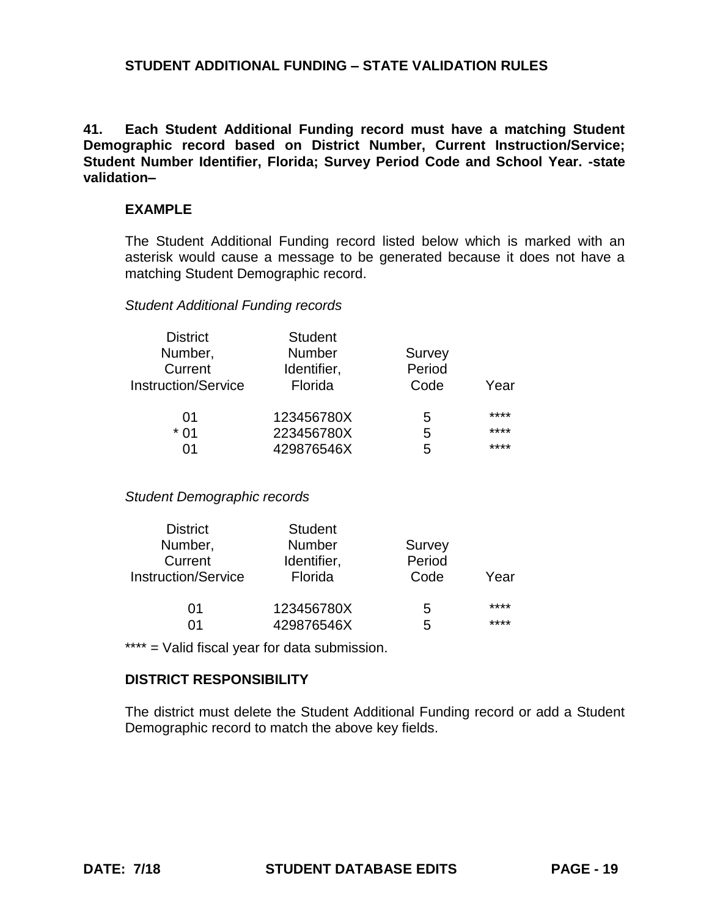## STUDENT ADDITIONAL FUNDING – STATE VALIDATION RULES

**41. Each Student Additional Funding record must have a matching Student Demographic record based on District Number, Current Instruction/Service; Student Number Identifier, Florida; Survey Period Code and School Year. -state validation–**

**EXAMPLE**

The Student Additional Funding record listed below which is marked with an asterisk would cause a message to be generated because it does not have a matching Student Demographic record.

*Student Additional Funding records*

| District Number, Current Instruction/Service | Student Number Identifier, Florida | Survey Period Code | Year |
|---|---|---|---|
| 01 | 123456780X | 5 | **** |
| * 01 | 223456780X | 5 | **** |
| 01 | 429876546X | 5 | **** |

*Student Demographic records*

| District Number, Current Instruction/Service | Student Number Identifier, Florida | Survey Period Code | Year |
|---|---|---|---|
| 01 | 123456780X | 5 | **** |
| 01 | 429876546X | 5 | **** |

**** = Valid fiscal year for data submission.

**DISTRICT RESPONSIBILITY**

The district must delete the Student Additional Funding record or add a Student Demographic record to match the above key fields.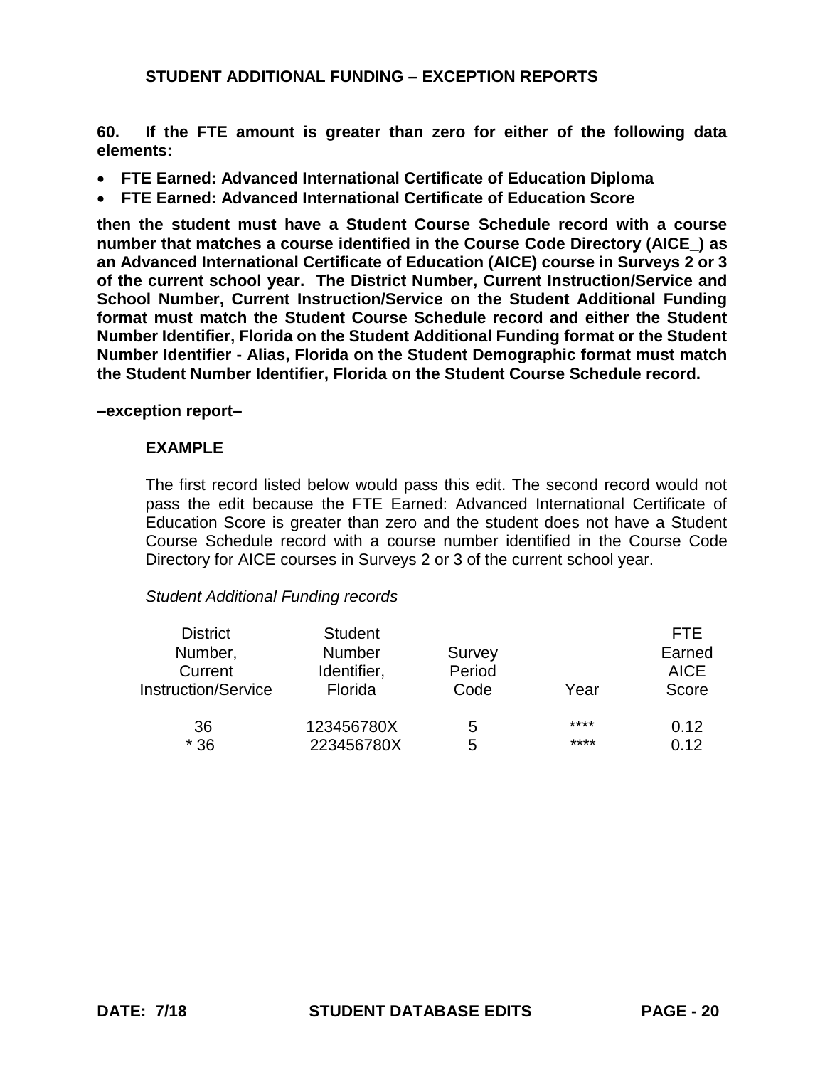## STUDENT ADDITIONAL FUNDING – EXCEPTION REPORTS

**60. If the FTE amount is greater than zero for either of the following data elements:**

- **FTE Earned: Advanced International Certificate of Education Diploma**
- **FTE Earned: Advanced International Certificate of Education Score**

**then the student must have a Student Course Schedule record with a course number that matches a course identified in the Course Code Directory (AICE_) as an Advanced International Certificate of Education (AICE) course in Surveys 2 or 3 of the current school year. The District Number, Current Instruction/Service and School Number, Current Instruction/Service on the Student Additional Funding format must match the Student Course Schedule record and either the Student Number Identifier, Florida on the Student Additional Funding format or the Student Number Identifier - Alias, Florida on the Student Demographic format must match the Student Number Identifier, Florida on the Student Course Schedule record.**

**–exception report–**

**EXAMPLE**

The first record listed below would pass this edit. The second record would not pass the edit because the FTE Earned: Advanced International Certificate of Education Score is greater than zero and the student does not have a Student Course Schedule record with a course number identified in the Course Code Directory for AICE courses in Surveys 2 or 3 of the current school year.

*Student Additional Funding records*

| District Number, Current Instruction/Service | Student Number Identifier, Florida | Survey Period Code | Year | FTE Earned AICE Score |
|---|---|---|---|---|
| 36 | 123456780X | 5 | **** | 0.12 |
| * 36 | 223456780X | 5 | **** | 0.12 |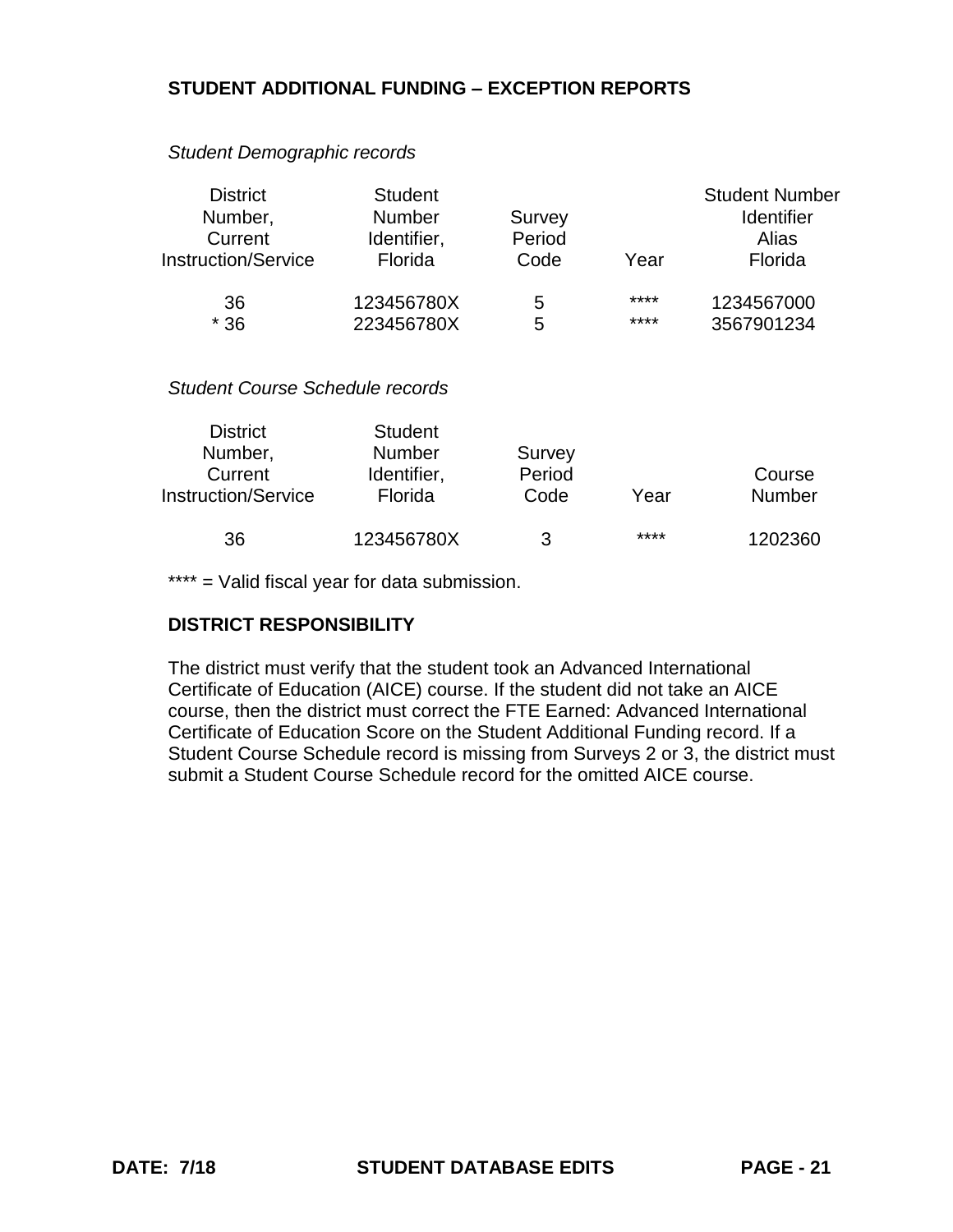## STUDENT ADDITIONAL FUNDING – EXCEPTION REPORTS

*Student Demographic records*

| District Number, Current Instruction/Service | Student Number Identifier, Florida | Survey Period Code | Year | Student Number Identifier Alias Florida |
|---|---|---|---|---|
| 36 | 123456780X | 5 | **** | 1234567000 |
| * 36 | 223456780X | 5 | **** | 3567901234 |

*Student Course Schedule records*

| District Number, Current Instruction/Service | Student Number Identifier, Florida | Survey Period Code | Year | Course Number |
|---|---|---|---|---|
| 36 | 123456780X | 3 | **** | 1202360 |

**** = Valid fiscal year for data submission.

### DISTRICT RESPONSIBILITY

The district must verify that the student took an Advanced International Certificate of Education (AICE) course. If the student did not take an AICE course, then the district must correct the FTE Earned: Advanced International Certificate of Education Score on the Student Additional Funding record. If a Student Course Schedule record is missing from Surveys 2 or 3, the district must submit a Student Course Schedule record for the omitted AICE course.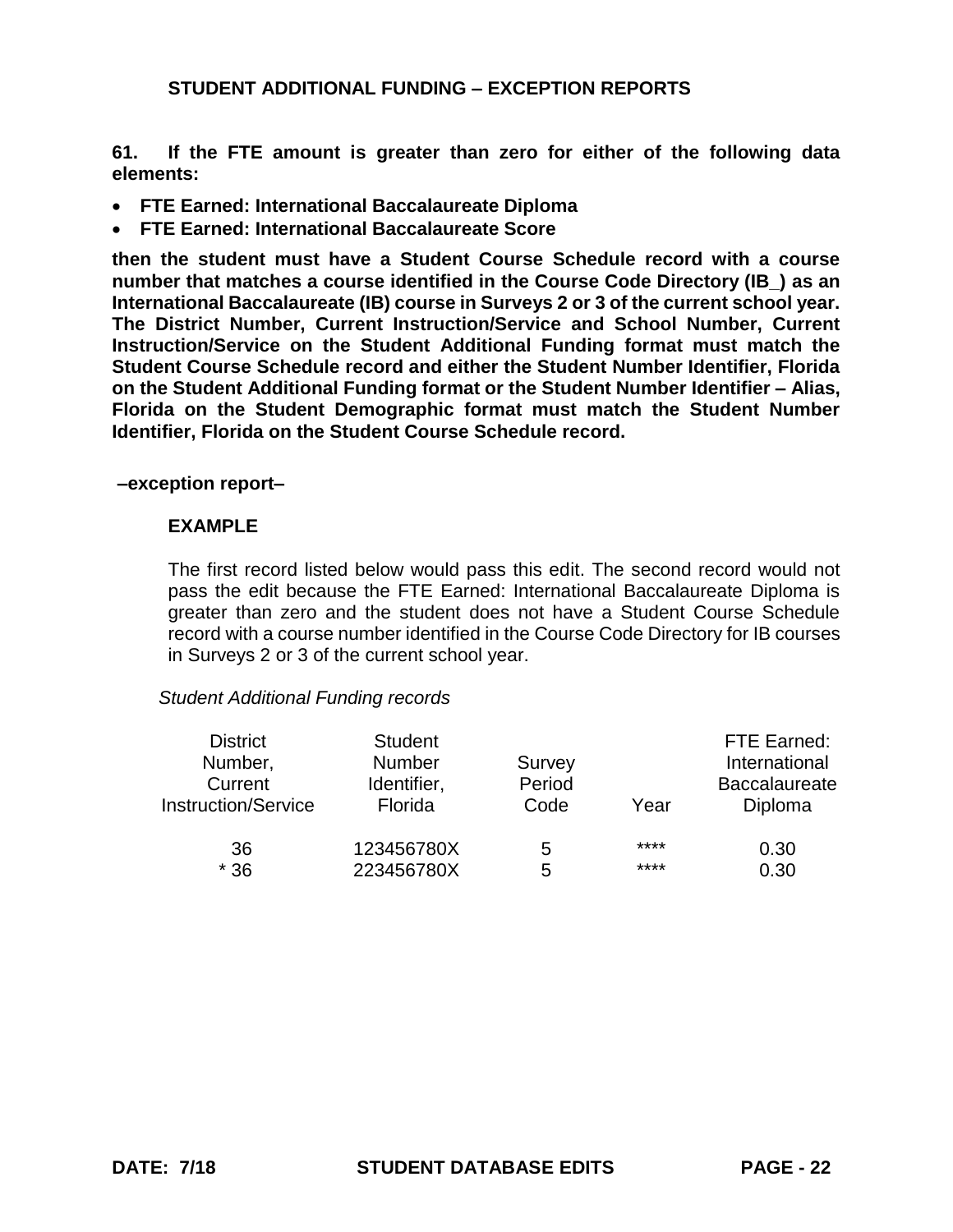## STUDENT ADDITIONAL FUNDING – EXCEPTION REPORTS

**61. If the FTE amount is greater than zero for either of the following data elements:**

- **FTE Earned: International Baccalaureate Diploma**
- **FTE Earned: International Baccalaureate Score**

**then the student must have a Student Course Schedule record with a course number that matches a course identified in the Course Code Directory (IB_) as an International Baccalaureate (IB) course in Surveys 2 or 3 of the current school year. The District Number, Current Instruction/Service and School Number, Current Instruction/Service on the Student Additional Funding format must match the Student Course Schedule record and either the Student Number Identifier, Florida on the Student Additional Funding format or the Student Number Identifier – Alias, Florida on the Student Demographic format must match the Student Number Identifier, Florida on the Student Course Schedule record.**

**–exception report–**

**EXAMPLE**

The first record listed below would pass this edit. The second record would not pass the edit because the FTE Earned: International Baccalaureate Diploma is greater than zero and the student does not have a Student Course Schedule record with a course number identified in the Course Code Directory for IB courses in Surveys 2 or 3 of the current school year.

*Student Additional Funding records*

| District Number, Current Instruction/Service | Student Number Identifier, Florida | Survey Period Code | Year | FTE Earned: International Baccalaureate Diploma |
|---|---|---|---|---|
| 36 | 123456780X | 5 | **** | 0.30 |
| * 36 | 223456780X | 5 | **** | 0.30 |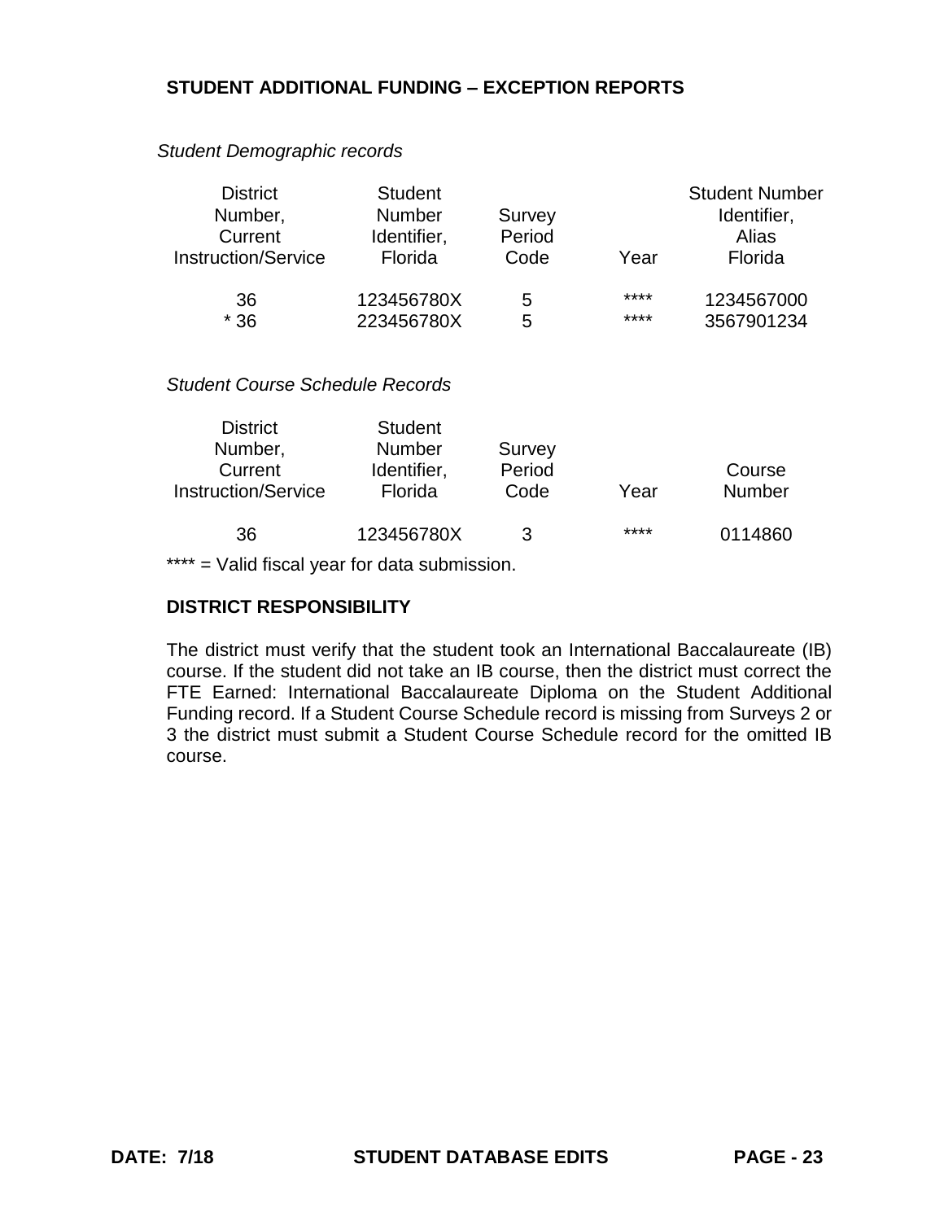**STUDENT ADDITIONAL FUNDING – EXCEPTION REPORTS**

*Student Demographic records*

| District Number, Current Instruction/Service | Student Number Identifier, Florida | Survey Period Code | Year | Student Number Identifier, Alias Florida |
|---|---|---|---|---|
| 36 | 123456780X | 5 | **** | 1234567000 |
| * 36 | 223456780X | 5 | **** | 3567901234 |

*Student Course Schedule Records*

| District Number, Current Instruction/Service | Student Number Identifier, Florida | Survey Period Code | Year | Course Number |
|---|---|---|---|---|
| 36 | 123456780X | 3 | **** | 0114860 |

**** = Valid fiscal year for data submission.

**DISTRICT RESPONSIBILITY**

The district must verify that the student took an International Baccalaureate (IB) course. If the student did not take an IB course, then the district must correct the FTE Earned: International Baccalaureate Diploma on the Student Additional Funding record. If a Student Course Schedule record is missing from Surveys 2 or 3 the district must submit a Student Course Schedule record for the omitted IB course.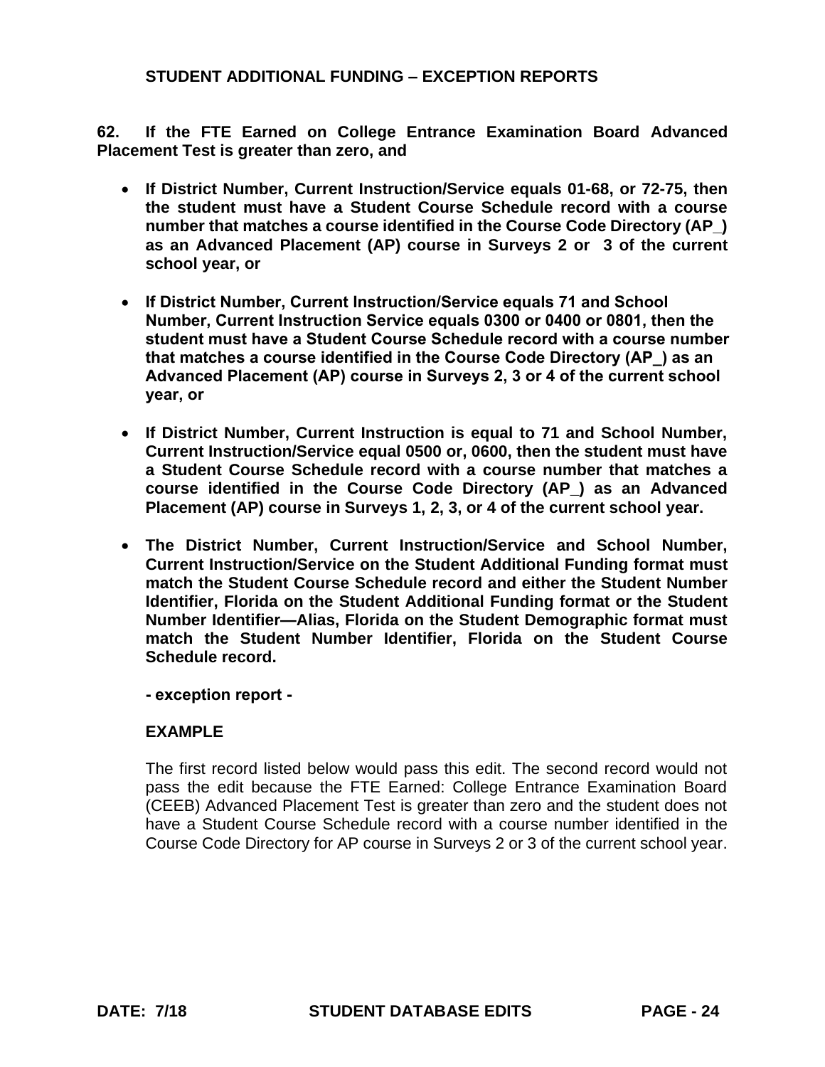## STUDENT ADDITIONAL FUNDING – EXCEPTION REPORTS

**62. If the FTE Earned on College Entrance Examination Board Advanced Placement Test is greater than zero, and**

- **If District Number, Current Instruction/Service equals 01-68, or 72-75, then the student must have a Student Course Schedule record with a course number that matches a course identified in the Course Code Directory (AP_) as an Advanced Placement (AP) course in Surveys 2 or 3 of the current school year, or**
- **If District Number, Current Instruction/Service equals 71 and School Number, Current Instruction Service equals 0300 or 0400 or 0801, then the student must have a Student Course Schedule record with a course number that matches a course identified in the Course Code Directory (AP_) as an Advanced Placement (AP) course in Surveys 2, 3 or 4 of the current school year, or**
- **If District Number, Current Instruction is equal to 71 and School Number, Current Instruction/Service equal 0500 or, 0600, then the student must have a Student Course Schedule record with a course number that matches a course identified in the Course Code Directory (AP_) as an Advanced Placement (AP) course in Surveys 1, 2, 3, or 4 of the current school year.**
- **The District Number, Current Instruction/Service and School Number, Current Instruction/Service on the Student Additional Funding format must match the Student Course Schedule record and either the Student Number Identifier, Florida on the Student Additional Funding format or the Student Number Identifier—Alias, Florida on the Student Demographic format must match the Student Number Identifier, Florida on the Student Course Schedule record.**

**- exception report -**

**EXAMPLE**

The first record listed below would pass this edit. The second record would not pass the edit because the FTE Earned: College Entrance Examination Board (CEEB) Advanced Placement Test is greater than zero and the student does not have a Student Course Schedule record with a course number identified in the Course Code Directory for AP course in Surveys 2 or 3 of the current school year.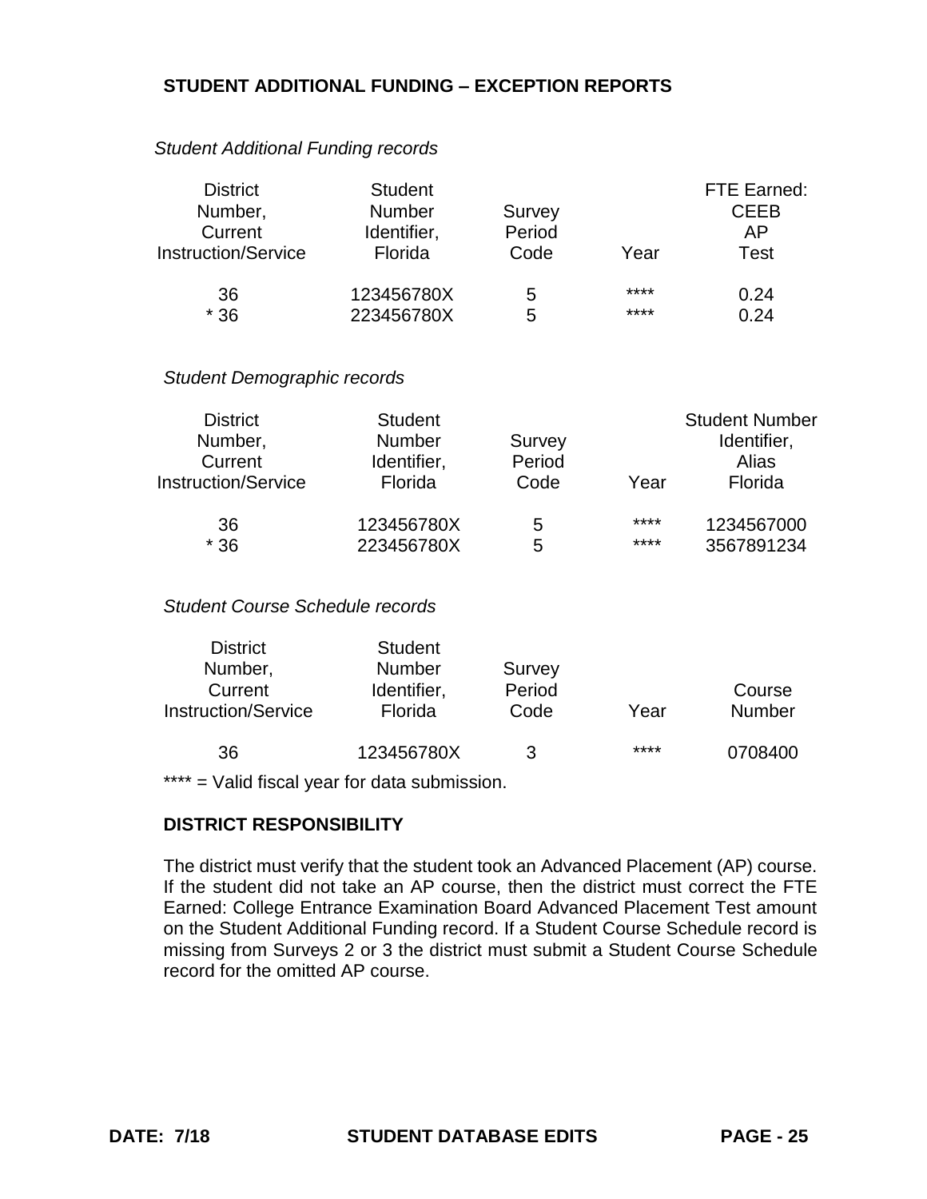## STUDENT ADDITIONAL FUNDING – EXCEPTION REPORTS

*Student Additional Funding records*

| District Number, Current Instruction/Service | Student Number Identifier, Florida | Survey Period Code | Year | FTE Earned: CEEB AP Test |
|---|---|---|---|---|
| 36 | 123456780X | 5 | **** | 0.24 |
| * 36 | 223456780X | 5 | **** | 0.24 |

*Student Demographic records*

| District Number, Current Instruction/Service | Student Number Identifier, Florida | Survey Period Code | Year | Student Number Identifier, Alias Florida |
|---|---|---|---|---|
| 36 | 123456780X | 5 | **** | 1234567000 |
| * 36 | 223456780X | 5 | **** | 3567891234 |

*Student Course Schedule records*

| District Number, Current Instruction/Service | Student Number Identifier, Florida | Survey Period Code | Year | Course Number |
|---|---|---|---|---|
| 36 | 123456780X | 3 | **** | 0708400 |

**** = Valid fiscal year for data submission.

**DISTRICT RESPONSIBILITY**

The district must verify that the student took an Advanced Placement (AP) course. If the student did not take an AP course, then the district must correct the FTE Earned: College Entrance Examination Board Advanced Placement Test amount on the Student Additional Funding record. If a Student Course Schedule record is missing from Surveys 2 or 3 the district must submit a Student Course Schedule record for the omitted AP course.